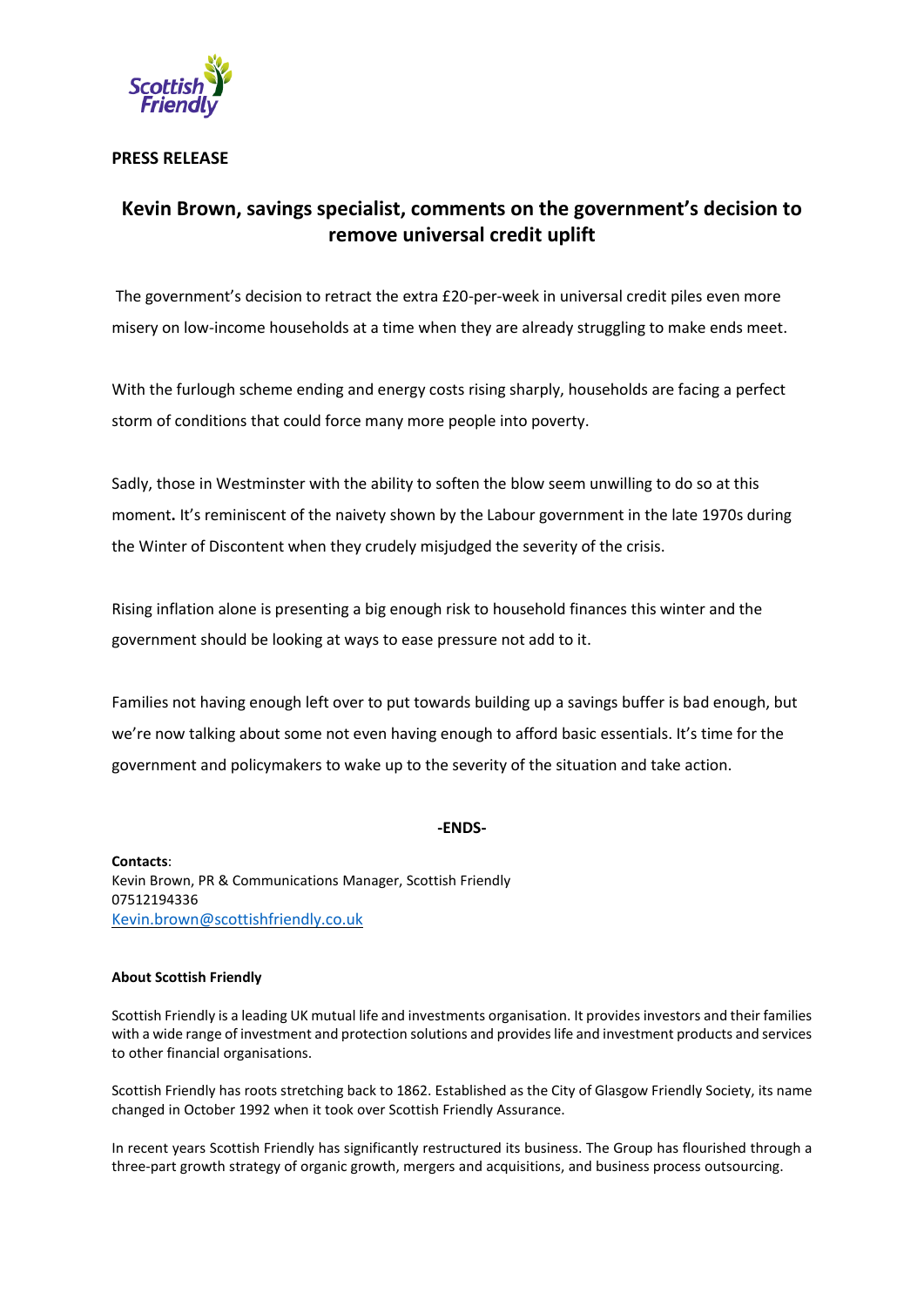**PRESS RELEASE**

# Kevin Brown, savings specialist, comments on the government's decision to remove universal credit uplift

The government's decision to retract the extra £20-per-week in universal credit piles even more misery on low-income households at a time when they are already struggling to make ends meet.

With the furlough scheme ending and energy costs rising sharply, households are facing a perfect storm of conditions that could force many more people into poverty.

Sadly, those in Westminster with the ability to soften the blow seem unwilling to do so at this moment**.** It's reminiscent of the naivety shown by the Labour government in the late 1970s during the Winter of Discontent when they crudely misjudged the severity of the crisis.

Rising inflation alone is presenting a big enough risk to household finances this winter and the government should be looking at ways to ease pressure not add to it.

Families not having enough left over to put towards building up a savings buffer is bad enough, but we're now talking about some not even having enough to afford basic essentials. It's time for the government and policymakers to wake up to the severity of the situation and take action.

**-ENDS-**

**Contacts**:
Kevin Brown, PR & Communications Manager, Scottish Friendly
07512194336
Kevin.brown@scottishfriendly.co.uk

**About Scottish Friendly**

Scottish Friendly is a leading UK mutual life and investments organisation. It provides investors and their families with a wide range of investment and protection solutions and provides life and investment products and services to other financial organisations.

Scottish Friendly has roots stretching back to 1862. Established as the City of Glasgow Friendly Society, its name changed in October 1992 when it took over Scottish Friendly Assurance.

In recent years Scottish Friendly has significantly restructured its business. The Group has flourished through a three-part growth strategy of organic growth, mergers and acquisitions, and business process outsourcing.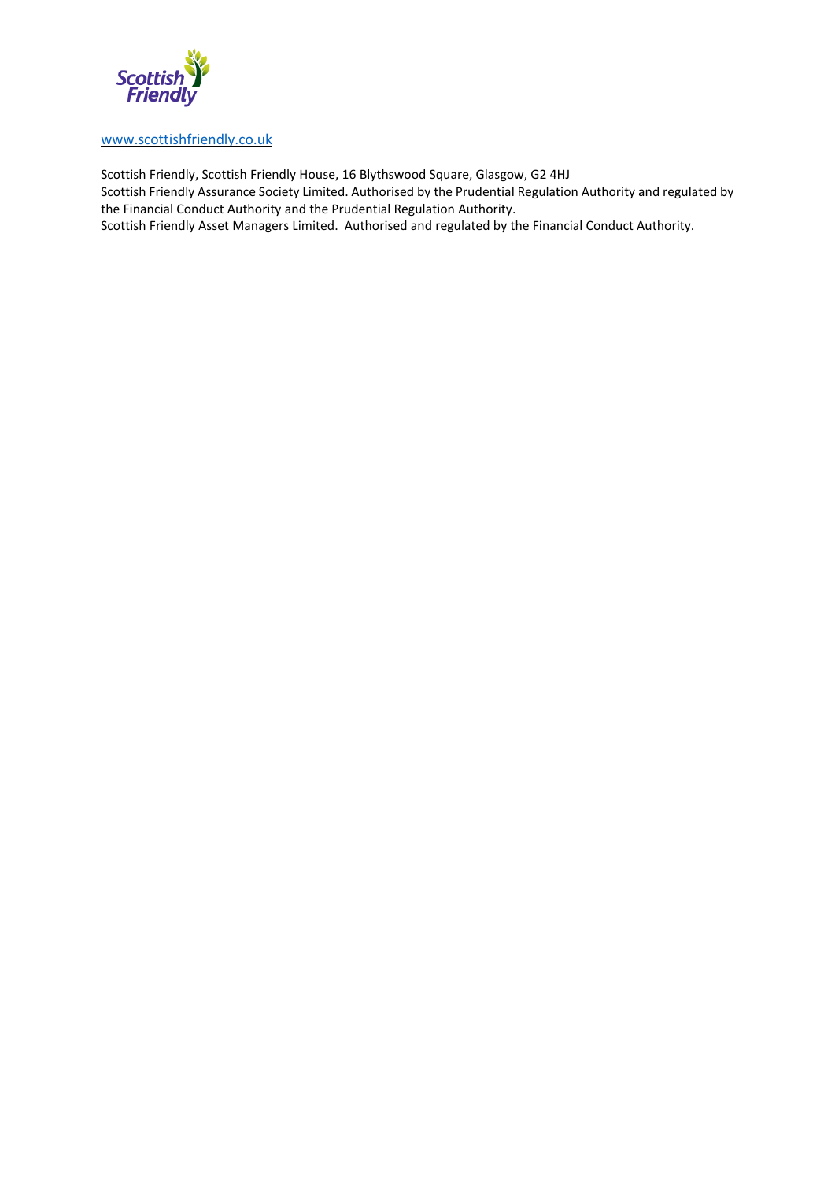Scottish Friendly

[www.scottishfriendly.co.uk](http://www.scottishfriendly.co.uk)

Scottish Friendly, Scottish Friendly House, 16 Blythswood Square, Glasgow, G2 4HJ
Scottish Friendly Assurance Society Limited. Authorised by the Prudential Regulation Authority and regulated by the Financial Conduct Authority and the Prudential Regulation Authority.
Scottish Friendly Asset Managers Limited. Authorised and regulated by the Financial Conduct Authority.